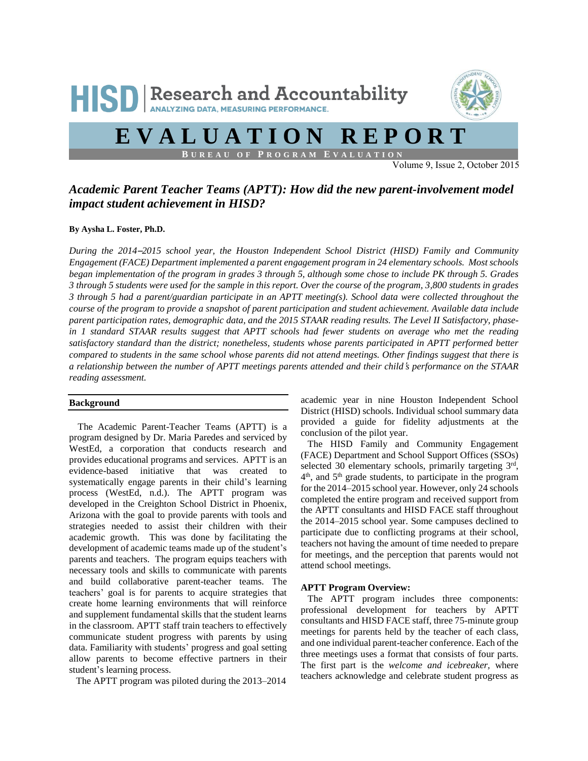HISD | Research and Accountability
ANALYZING DATA, MEASURING PERFORMANCE.

# EVALUATION REPORT

BUREAU OF PROGRAM EVALUATION

Volume 9, Issue 2, October 2015

## *Academic Parent Teacher Teams (APTT): How did the new parent-involvement model impact student achievement in HISD?*

**By Aysha L. Foster, Ph.D.**

*During the 2014–2015 school year, the Houston Independent School District (HISD) Family and Community Engagement (FACE) Department implemented a parent engagement program in 24 elementary schools. Most schools began implementation of the program in grades 3 through 5, although some chose to include PK through 5. Grades 3 through 5 students were used for the sample in this report. Over the course of the program, 3,800 students in grades 3 through 5 had a parent/guardian participate in an APTT meeting(s). School data were collected throughout the course of the program to provide a snapshot of parent participation and student achievement. Available data include parent participation rates, demographic data, and the 2015 STAAR reading results. The Level II Satisfactory, phase-in 1 standard STAAR results suggest that APTT schools had fewer students on average who met the reading satisfactory standard than the district; nonetheless, students whose parents participated in APTT performed better compared to students in the same school whose parents did not attend meetings. Other findings suggest that there is a relationship between the number of APTT meetings parents attended and their child's performance on the STAAR reading assessment.*

### Background

The Academic Parent-Teacher Teams (APTT) is a program designed by Dr. Maria Paredes and serviced by WestEd, a corporation that conducts research and provides educational programs and services. APTT is an evidence-based initiative that was created to systematically engage parents in their child's learning process (WestEd, n.d.). The APTT program was developed in the Creighton School District in Phoenix, Arizona with the goal to provide parents with tools and strategies needed to assist their children with their academic growth. This was done by facilitating the development of academic teams made up of the student's parents and teachers. The program equips teachers with necessary tools and skills to communicate with parents and build collaborative parent-teacher teams. The teachers' goal is for parents to acquire strategies that create home learning environments that will reinforce and supplement fundamental skills that the student learns in the classroom. APTT staff train teachers to effectively communicate student progress with parents by using data. Familiarity with students' progress and goal setting allow parents to become effective partners in their student's learning process.

The APTT program was piloted during the 2013–2014 academic year in nine Houston Independent School District (HISD) schools. Individual school summary data provided a guide for fidelity adjustments at the conclusion of the pilot year.

The HISD Family and Community Engagement (FACE) Department and School Support Offices (SSOs) selected 30 elementary schools, primarily targeting 3rd, 4th, and 5th grade students, to participate in the program for the 2014–2015 school year. However, only 24 schools completed the entire program and received support from the APTT consultants and HISD FACE staff throughout the 2014–2015 school year. Some campuses declined to participate due to conflicting programs at their school, teachers not having the amount of time needed to prepare for meetings, and the perception that parents would not attend school meetings.

**APTT Program Overview:**

The APTT program includes three components: professional development for teachers by APTT consultants and HISD FACE staff, three 75-minute group meetings for parents held by the teacher of each class, and one individual parent-teacher conference. Each of the three meetings uses a format that consists of four parts. The first part is the *welcome and icebreaker*, where teachers acknowledge and celebrate student progress as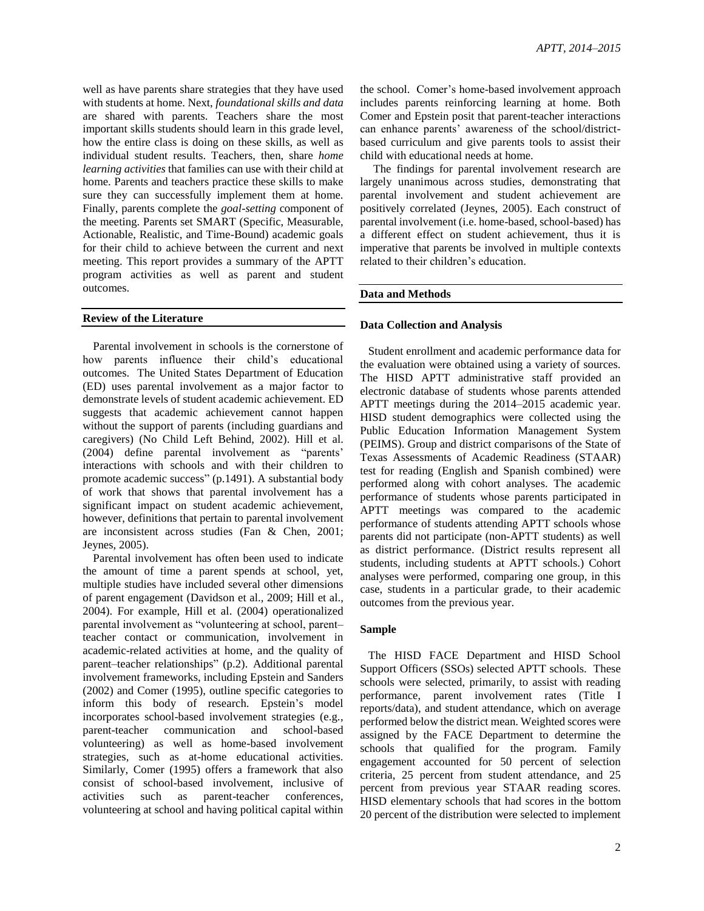well as have parents share strategies that they have used with students at home. Next, *foundational skills and data* are shared with parents. Teachers share the most important skills students should learn in this grade level, how the entire class is doing on these skills, as well as individual student results. Teachers, then, share *home learning activities* that families can use with their child at home. Parents and teachers practice these skills to make sure they can successfully implement them at home. Finally, parents complete the *goal-setting* component of the meeting. Parents set SMART (Specific, Measurable, Actionable, Realistic, and Time-Bound) academic goals for their child to achieve between the current and next meeting. This report provides a summary of the APTT program activities as well as parent and student outcomes.

## Review of the Literature

Parental involvement in schools is the cornerstone of how parents influence their child's educational outcomes. The United States Department of Education (ED) uses parental involvement as a major factor to demonstrate levels of student academic achievement. ED suggests that academic achievement cannot happen without the support of parents (including guardians and caregivers) (No Child Left Behind, 2002). Hill et al. (2004) define parental involvement as "parents' interactions with schools and with their children to promote academic success" (p.1491). A substantial body of work that shows that parental involvement has a significant impact on student academic achievement, however, definitions that pertain to parental involvement are inconsistent across studies (Fan & Chen, 2001; Jeynes, 2005).

Parental involvement has often been used to indicate the amount of time a parent spends at school, yet, multiple studies have included several other dimensions of parent engagement (Davidson et al., 2009; Hill et al., 2004). For example, Hill et al. (2004) operationalized parental involvement as "volunteering at school, parent–teacher contact or communication, involvement in academic-related activities at home, and the quality of parent–teacher relationships" (p.2). Additional parental involvement frameworks, including Epstein and Sanders (2002) and Comer (1995), outline specific categories to inform this body of research. Epstein's model incorporates school-based involvement strategies (e.g., parent-teacher communication and school-based volunteering) as well as home-based involvement strategies, such as at-home educational activities. Similarly, Comer (1995) offers a framework that also consist of school-based involvement, inclusive of activities such as parent-teacher conferences, volunteering at school and having political capital within the school. Comer's home-based involvement approach includes parents reinforcing learning at home. Both Comer and Epstein posit that parent-teacher interactions can enhance parents' awareness of the school/district-based curriculum and give parents tools to assist their child with educational needs at home.

The findings for parental involvement research are largely unanimous across studies, demonstrating that parental involvement and student achievement are positively correlated (Jeynes, 2005). Each construct of parental involvement (i.e. home-based, school-based) has a different effect on student achievement, thus it is imperative that parents be involved in multiple contexts related to their children's education.

## Data and Methods

### Data Collection and Analysis

Student enrollment and academic performance data for the evaluation were obtained using a variety of sources. The HISD APTT administrative staff provided an electronic database of students whose parents attended APTT meetings during the 2014–2015 academic year. HISD student demographics were collected using the Public Education Information Management System (PEIMS). Group and district comparisons of the State of Texas Assessments of Academic Readiness (STAAR) test for reading (English and Spanish combined) were performed along with cohort analyses. The academic performance of students whose parents participated in APTT meetings was compared to the academic performance of students attending APTT schools whose parents did not participate (non-APTT students) as well as district performance. (District results represent all students, including students at APTT schools.) Cohort analyses were performed, comparing one group, in this case, students in a particular grade, to their academic outcomes from the previous year.

### Sample

The HISD FACE Department and HISD School Support Officers (SSOs) selected APTT schools. These schools were selected, primarily, to assist with reading performance, parent involvement rates (Title I reports/data), and student attendance, which on average performed below the district mean. Weighted scores were assigned by the FACE Department to determine the schools that qualified for the program. Family engagement accounted for 50 percent of selection criteria, 25 percent from student attendance, and 25 percent from previous year STAAR reading scores. HISD elementary schools that had scores in the bottom 20 percent of the distribution were selected to implement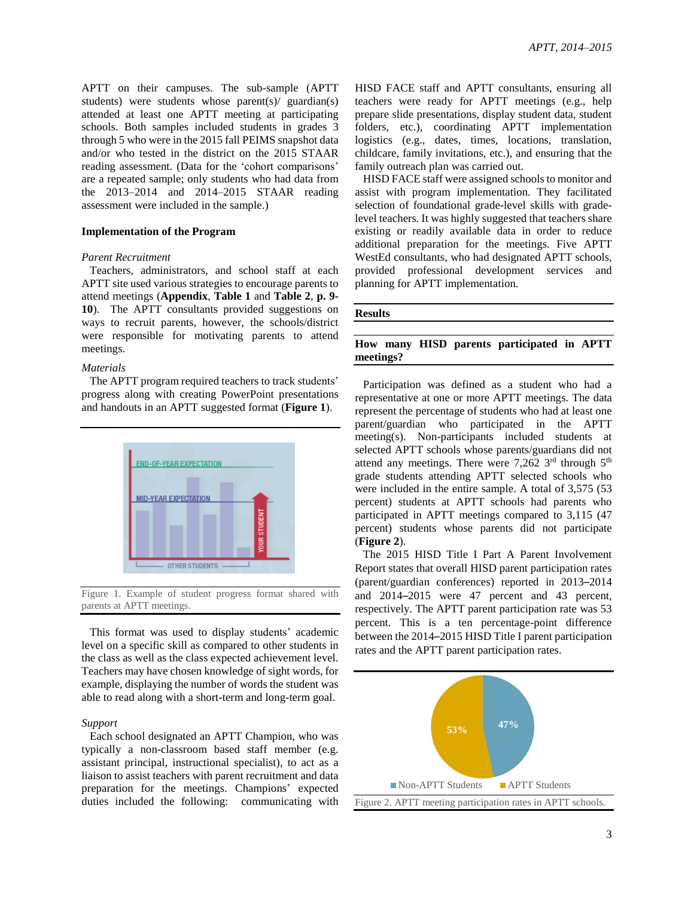APTT on their campuses. The sub-sample (APTT students) were students whose parent(s)/ guardian(s) attended at least one APTT meeting at participating schools. Both samples included students in grades 3 through 5 who were in the 2015 fall PEIMS snapshot data and/or who tested in the district on the 2015 STAAR reading assessment. (Data for the 'cohort comparisons' are a repeated sample; only students who had data from the 2013–2014 and 2014–2015 STAAR reading assessment were included in the sample.)

### Implementation of the Program

*Parent Recruitment*

Teachers, administrators, and school staff at each APTT site used various strategies to encourage parents to attend meetings (**Appendix**, **Table 1** and **Table 2**, **p. 9-10**). The APTT consultants provided suggestions on ways to recruit parents, however, the schools/district were responsible for motivating parents to attend meetings.

*Materials*

The APTT program required teachers to track students' progress along with creating PowerPoint presentations and handouts in an APTT suggested format (**Figure 1**).

Figure 1. Example of student progress format shared with parents at APTT meetings.

This format was used to display students' academic level on a specific skill as compared to other students in the class as well as the class expected achievement level. Teachers may have chosen knowledge of sight words, for example, displaying the number of words the student was able to read along with a short-term and long-term goal.

*Support*

Each school designated an APTT Champion, who was typically a non-classroom based staff member (e.g. assistant principal, instructional specialist), to act as a liaison to assist teachers with parent recruitment and data preparation for the meetings. Champions' expected duties included the following: communicating with HISD FACE staff and APTT consultants, ensuring all teachers were ready for APTT meetings (e.g., help prepare slide presentations, display student data, student folders, etc.), coordinating APTT implementation logistics (e.g., dates, times, locations, translation, childcare, family invitations, etc.), and ensuring that the family outreach plan was carried out.

HISD FACE staff were assigned schools to monitor and assist with program implementation. They facilitated selection of foundational grade-level skills with grade-level teachers. It was highly suggested that teachers share existing or readily available data in order to reduce additional preparation for the meetings. Five APTT WestEd consultants, who had designated APTT schools, provided professional development services and planning for APTT implementation.

## Results

### How many HISD parents participated in APTT meetings?

Participation was defined as a student who had a representative at one or more APTT meetings. The data represent the percentage of students who had at least one parent/guardian who participated in the APTT meeting(s). Non-participants included students at selected APTT schools whose parents/guardians did not attend any meetings. There were 7,262 3rd through 5th grade students attending APTT selected schools who were included in the entire sample. A total of 3,575 (53 percent) students at APTT schools had parents who participated in APTT meetings compared to 3,115 (47 percent) students whose parents did not participate (**Figure 2**).

The 2015 HISD Title I Part A Parent Involvement Report states that overall HISD parent participation rates (parent/guardian conferences) reported in 2013–2014 and 2014–2015 were 47 percent and 43 percent, respectively. The APTT parent participation rate was 53 percent. This is a ten percentage-point difference between the 2014–2015 HISD Title I parent participation rates and the APTT parent participation rates.

Figure 2. APTT meeting participation rates in APTT schools.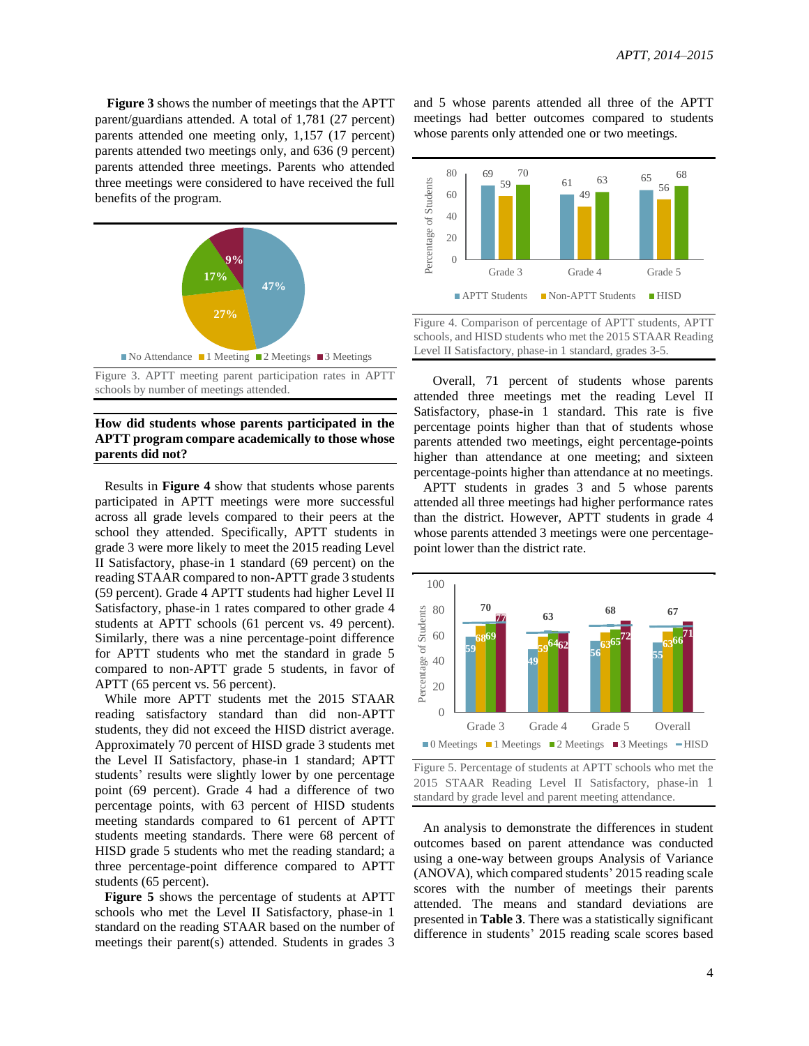**Figure 3** shows the number of meetings that the APTT parent/guardians attended. A total of 1,781 (27 percent) parents attended one meeting only, 1,157 (17 percent) parents attended two meetings only, and 636 (9 percent) parents attended three meetings. Parents who attended three meetings were considered to have received the full benefits of the program.

Figure 3. APTT meeting parent participation rates in APTT schools by number of meetings attended.

**How did students whose parents participated in the APTT program compare academically to those whose parents did not?**

Results in **Figure 4** show that students whose parents participated in APTT meetings were more successful across all grade levels compared to their peers at the school they attended. Specifically, APTT students in grade 3 were more likely to meet the 2015 reading Level II Satisfactory, phase-in 1 standard (69 percent) on the reading STAAR compared to non-APTT grade 3 students (59 percent). Grade 4 APTT students had higher Level II Satisfactory, phase-in 1 rates compared to other grade 4 students at APTT schools (61 percent vs. 49 percent). Similarly, there was a nine percentage-point difference for APTT students who met the standard in grade 5 compared to non-APTT grade 5 students, in favor of APTT (65 percent vs. 56 percent).

While more APTT students met the 2015 STAAR reading satisfactory standard than did non-APTT students, they did not exceed the HISD district average. Approximately 70 percent of HISD grade 3 students met the Level II Satisfactory, phase-in 1 standard; APTT students' results were slightly lower by one percentage point (69 percent). Grade 4 had a difference of two percentage points, with 63 percent of HISD students meeting standards compared to 61 percent of APTT students meeting standards. There were 68 percent of HISD grade 5 students who met the reading standard; a three percentage-point difference compared to APTT students (65 percent).

**Figure 5** shows the percentage of students at APTT schools who met the Level II Satisfactory, phase-in 1 standard on the reading STAAR based on the number of meetings their parent(s) attended. Students in grades 3 and 5 whose parents attended all three of the APTT meetings had better outcomes compared to students whose parents only attended one or two meetings.

Figure 4. Comparison of percentage of APTT students, APTT schools, and HISD students who met the 2015 STAAR Reading Level II Satisfactory, phase-in 1 standard, grades 3-5.

Overall, 71 percent of students whose parents attended three meetings met the reading Level II Satisfactory, phase-in 1 standard. This rate is five percentage points higher than that of students whose parents attended two meetings, eight percentage-points higher than attendance at one meeting; and sixteen percentage-points higher than attendance at no meetings.

APTT students in grades 3 and 5 whose parents attended all three meetings had higher performance rates than the district. However, APTT students in grade 4 whose parents attended 3 meetings were one percentage-point lower than the district rate.

Figure 5. Percentage of students at APTT schools who met the 2015 STAAR Reading Level II Satisfactory, phase-in 1 standard by grade level and parent meeting attendance.

An analysis to demonstrate the differences in student outcomes based on parent attendance was conducted using a one-way between groups Analysis of Variance (ANOVA), which compared students' 2015 reading scale scores with the number of meetings their parents attended. The means and standard deviations are presented in **Table 3**. There was a statistically significant difference in students' 2015 reading scale scores based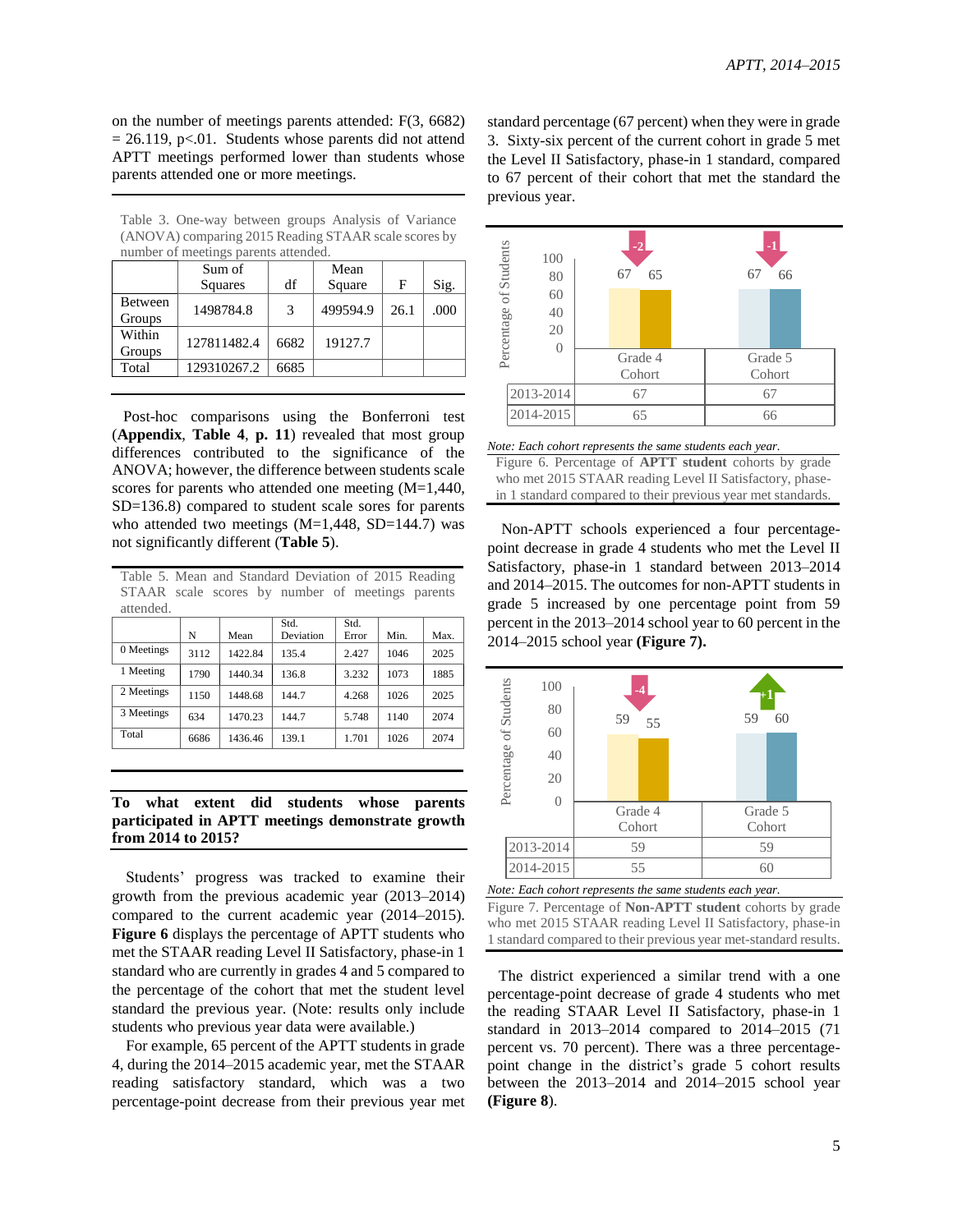on the number of meetings parents attended: $F(3, 6682) = 26.119$, $p<.01$. Students whose parents did not attend APTT meetings performed lower than students whose parents attended one or more meetings.

Table 3. One-way between groups Analysis of Variance (ANOVA) comparing 2015 Reading STAAR scale scores by number of meetings parents attended.

| | Sum of Squares | df | Mean Square | F | Sig. |
|---|---|---|---|---|---|
| Between Groups | 1498784.8 | 3 | 499594.9 | 26.1 | .000 |
| Within Groups | 127811482.4 | 6682 | 19127.7 | | |
| Total | 129310267.2 | 6685 | | | |

Post-hoc comparisons using the Bonferroni test (**Appendix**, **Table 4**, **p. 11**) revealed that most group differences contributed to the significance of the ANOVA; however, the difference between students scale scores for parents who attended one meeting (M=1,440, SD=136.8) compared to student scale sores for parents who attended two meetings (M=1,448, SD=144.7) was not significantly different (**Table 5**).

Table 5. Mean and Standard Deviation of 2015 Reading STAAR scale scores by number of meetings parents attended.

| | N | Mean | Std. Deviation | Std. Error | Min. | Max. |
|---|---|---|---|---|---|---|
| 0 Meetings | 3112 | 1422.84 | 135.4 | 2.427 | 1046 | 2025 |
| 1 Meeting | 1790 | 1440.34 | 136.8 | 3.232 | 1073 | 1885 |
| 2 Meetings | 1150 | 1448.68 | 144.7 | 4.268 | 1026 | 2025 |
| 3 Meetings | 634 | 1470.23 | 144.7 | 5.748 | 1140 | 2074 |
| Total | 6686 | 1436.46 | 139.1 | 1.701 | 1026 | 2074 |

**To what extent did students whose parents participated in APTT meetings demonstrate growth from 2014 to 2015?**

Students' progress was tracked to examine their growth from the previous academic year (2013–2014) compared to the current academic year (2014–2015). **Figure 6** displays the percentage of APTT students who met the STAAR reading Level II Satisfactory, phase-in 1 standard who are currently in grades 4 and 5 compared to the percentage of the cohort that met the student level standard the previous year. (Note: results only include students who previous year data were available.)

For example, 65 percent of the APTT students in grade 4, during the 2014–2015 academic year, met the STAAR reading satisfactory standard, which was a two percentage-point decrease from their previous year met standard percentage (67 percent) when they were in grade 3. Sixty-six percent of the current cohort in grade 5 met the Level II Satisfactory, phase-in 1 standard, compared to 67 percent of their cohort that met the standard the previous year.

| | Grade 4 Cohort | Grade 5 Cohort |
|---|---|---|
| 2013-2014 | 67 | 67 |
| 2014-2015 | 65 | 66 |

*Note: Each cohort represents the same students each year.*

Figure 6. Percentage of **APTT student** cohorts by grade who met 2015 STAAR reading Level II Satisfactory, phase-in 1 standard compared to their previous year met standards.

Non-APTT schools experienced a four percentage-point decrease in grade 4 students who met the Level II Satisfactory, phase-in 1 standard between 2013–2014 and 2014–2015. The outcomes for non-APTT students in grade 5 increased by one percentage point from 59 percent in the 2013–2014 school year to 60 percent in the 2014–2015 school year **(Figure 7).**

| | Grade 4 Cohort | Grade 5 Cohort |
|---|---|---|
| 2013-2014 | 59 | 59 |
| 2014-2015 | 55 | 60 |

*Note: Each cohort represents the same students each year.*

Figure 7. Percentage of **Non-APTT student** cohorts by grade who met 2015 STAAR reading Level II Satisfactory, phase-in 1 standard compared to their previous year met-standard results.

The district experienced a similar trend with a one percentage-point decrease of grade 4 students who met the reading STAAR Level II Satisfactory, phase-in 1 standard in 2013–2014 compared to 2014–2015 (71 percent vs. 70 percent). There was a three percentage-point change in the district's grade 5 cohort results between the 2013–2014 and 2014–2015 school year (**Figure 8**).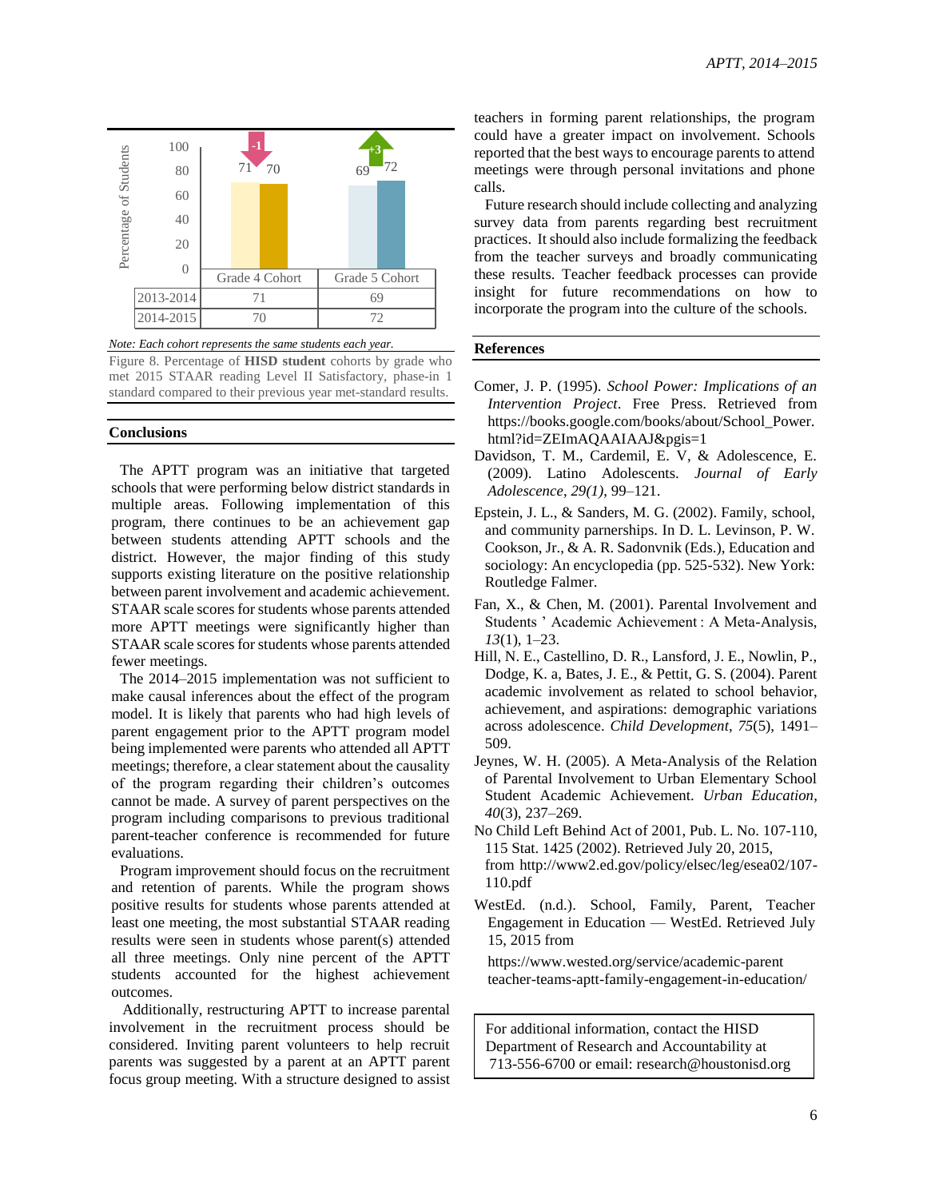| | Grade 4 Cohort | Grade 5 Cohort |
|---|---|---|
| 2013-2014 | 71 | 69 |
| 2014-2015 | 70 | 72 |

*Note: Each cohort represents the same students each year.*

Figure 8. Percentage of **HISD student** cohorts by grade who met 2015 STAAR reading Level II Satisfactory, phase-in 1 standard compared to their previous year met-standard results.

## Conclusions

The APTT program was an initiative that targeted schools that were performing below district standards in multiple areas. Following implementation of this program, there continues to be an achievement gap between students attending APTT schools and the district. However, the major finding of this study supports existing literature on the positive relationship between parent involvement and academic achievement. STAAR scale scores for students whose parents attended more APTT meetings were significantly higher than STAAR scale scores for students whose parents attended fewer meetings.

The 2014–2015 implementation was not sufficient to make causal inferences about the effect of the program model. It is likely that parents who had high levels of parent engagement prior to the APTT program model being implemented were parents who attended all APTT meetings; therefore, a clear statement about the causality of the program regarding their children's outcomes cannot be made. A survey of parent perspectives on the program including comparisons to previous traditional parent-teacher conference is recommended for future evaluations.

Program improvement should focus on the recruitment and retention of parents. While the program shows positive results for students whose parents attended at least one meeting, the most substantial STAAR reading results were seen in students whose parent(s) attended all three meetings. Only nine percent of the APTT students accounted for the highest achievement outcomes.

Additionally, restructuring APTT to increase parental involvement in the recruitment process should be considered. Inviting parent volunteers to help recruit parents was suggested by a parent at an APTT parent focus group meeting. With a structure designed to assist teachers in forming parent relationships, the program could have a greater impact on involvement. Schools reported that the best ways to encourage parents to attend meetings were through personal invitations and phone calls.

Future research should include collecting and analyzing survey data from parents regarding best recruitment practices. It should also include formalizing the feedback from the teacher surveys and broadly communicating these results. Teacher feedback processes can provide insight for future recommendations on how to incorporate the program into the culture of the schools.

## References

Comer, J. P. (1995). *School Power: Implications of an Intervention Project*. Free Press. Retrieved from https://books.google.com/books/about/School_Power.html?id=ZEImAQAAIAAJ&pgis=1

Davidson, T. M., Cardemil, E. V, & Adolescence, E. (2009). Latino Adolescents. *Journal of Early Adolescence*, *29(1)*, 99–121.

Epstein, J. L., & Sanders, M. G. (2002). Family, school, and community parnerships. In D. L. Levinson, P. W. Cookson, Jr., & A. R. Sadonvnik (Eds.), Education and sociology: An encyclopedia (pp. 525-532). New York: Routledge Falmer.

Fan, X., & Chen, M. (2001). Parental Involvement and Students ' Academic Achievement : A Meta-Analysis, *13*(1), 1–23.

Hill, N. E., Castellino, D. R., Lansford, J. E., Nowlin, P., Dodge, K. a, Bates, J. E., & Pettit, G. S. (2004). Parent academic involvement as related to school behavior, achievement, and aspirations: demographic variations across adolescence. *Child Development*, *75*(5), 1491–509.

Jeynes, W. H. (2005). A Meta-Analysis of the Relation of Parental Involvement to Urban Elementary School Student Academic Achievement. *Urban Education*, *40*(3), 237–269.

No Child Left Behind Act of 2001, Pub. L. No. 107-110, 115 Stat. 1425 (2002). Retrieved July 20, 2015, from http://www2.ed.gov/policy/elsec/leg/esea02/107-110.pdf

WestEd. (n.d.). School, Family, Parent, Teacher Engagement in Education — WestEd. Retrieved July 15, 2015 from https://www.wested.org/service/academic-parent teacher-teams-aptt-family-engagement-in-education/

For additional information, contact the HISD Department of Research and Accountability at 713-556-6700 or email: research@houstonisd.org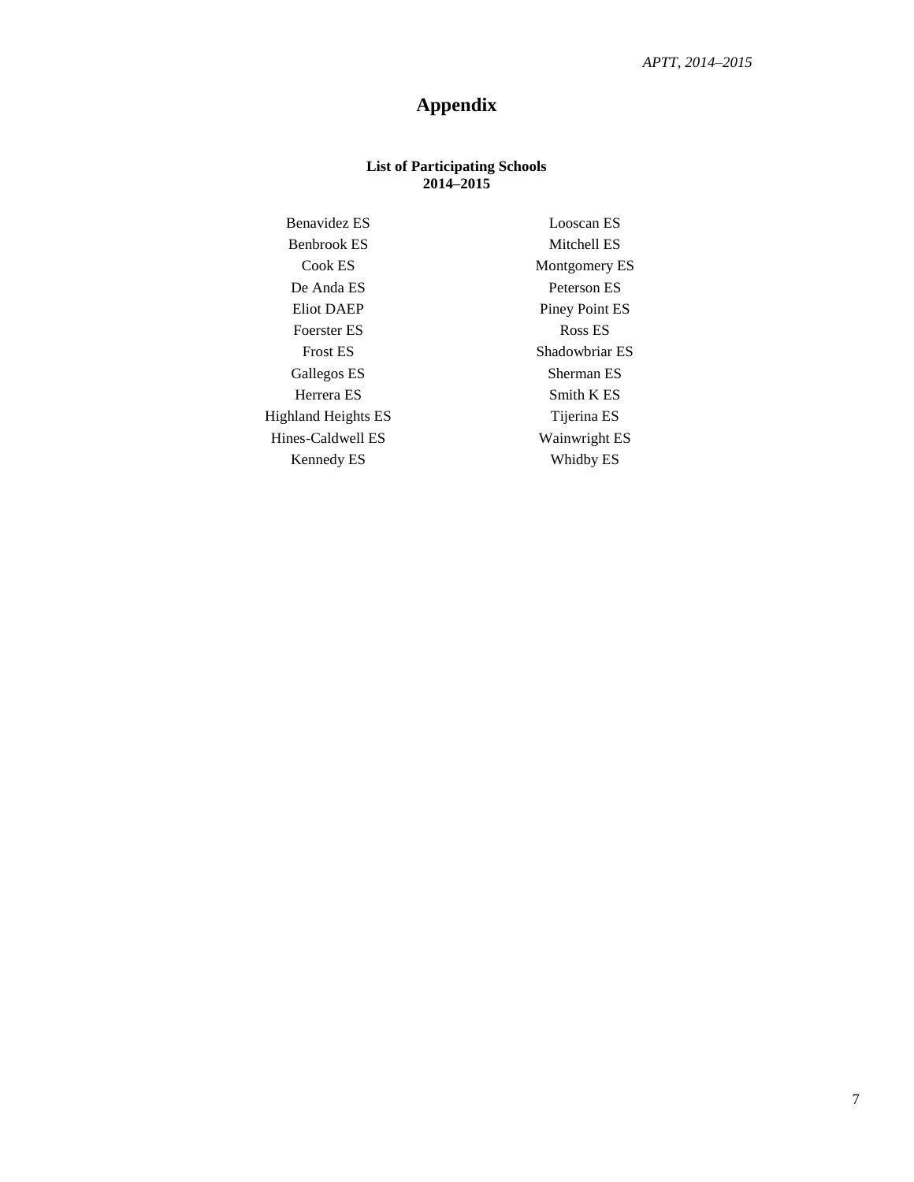# Appendix

**List of Participating Schools**
**2014–2015**

| | |
|---|---|
| Benavidez ES | Looscan ES |
| Benbrook ES | Mitchell ES |
| Cook ES | Montgomery ES |
| De Anda ES | Peterson ES |
| Eliot DAEP | Piney Point ES |
| Foerster ES | Ross ES |
| Frost ES | Shadowbriar ES |
| Gallegos ES | Sherman ES |
| Herrera ES | Smith K ES |
| Highland Heights ES | Tijerina ES |
| Hines-Caldwell ES | Wainwright ES |
| Kennedy ES | Whidby ES |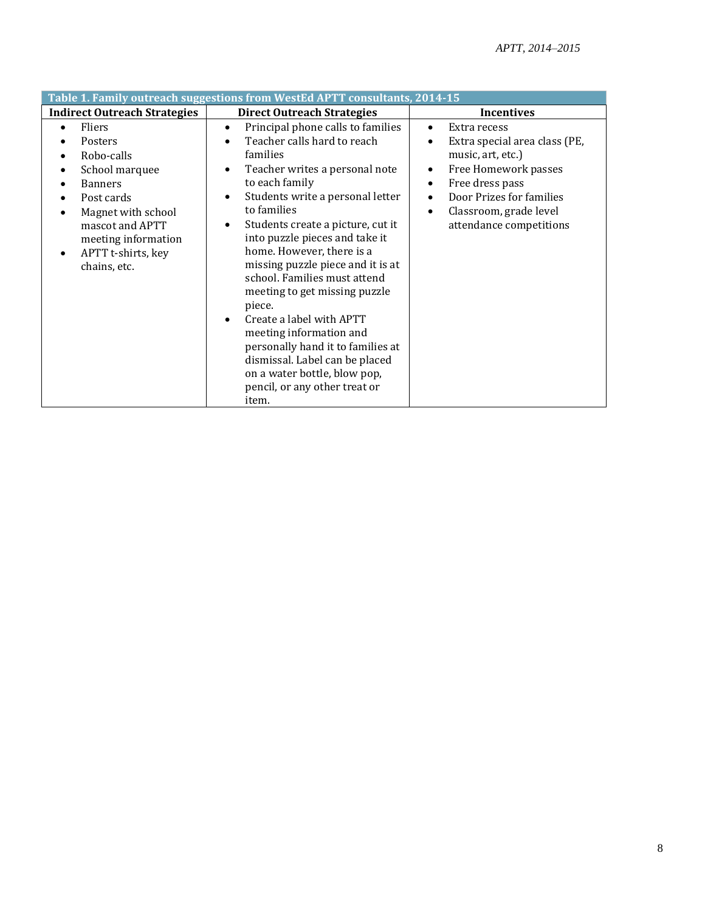**Table 1. Family outreach suggestions from WestEd APTT consultants, 2014-15**

| Indirect Outreach Strategies | Direct Outreach Strategies | Incentives |
|---|---|---|
| • Fliers<br>• Posters<br>• Robo-calls<br>• School marquee<br>• Banners<br>• Post cards<br>• Magnet with school mascot and APTT meeting information<br>• APTT t-shirts, key chains, etc. | • Principal phone calls to families<br>• Teacher calls hard to reach families<br>• Teacher writes a personal note to each family<br>• Students write a personal letter to families<br>• Students create a picture, cut it into puzzle pieces and take it home. However, there is a missing puzzle piece and it is at school. Families must attend meeting to get missing puzzle piece.<br>• Create a label with APTT meeting information and personally hand it to families at dismissal. Label can be placed on a water bottle, blow pop, pencil, or any other treat or item. | • Extra recess<br>• Extra special area class (PE, music, art, etc.)<br>• Free Homework passes<br>• Free dress pass<br>• Door Prizes for families<br>• Classroom, grade level attendance competitions |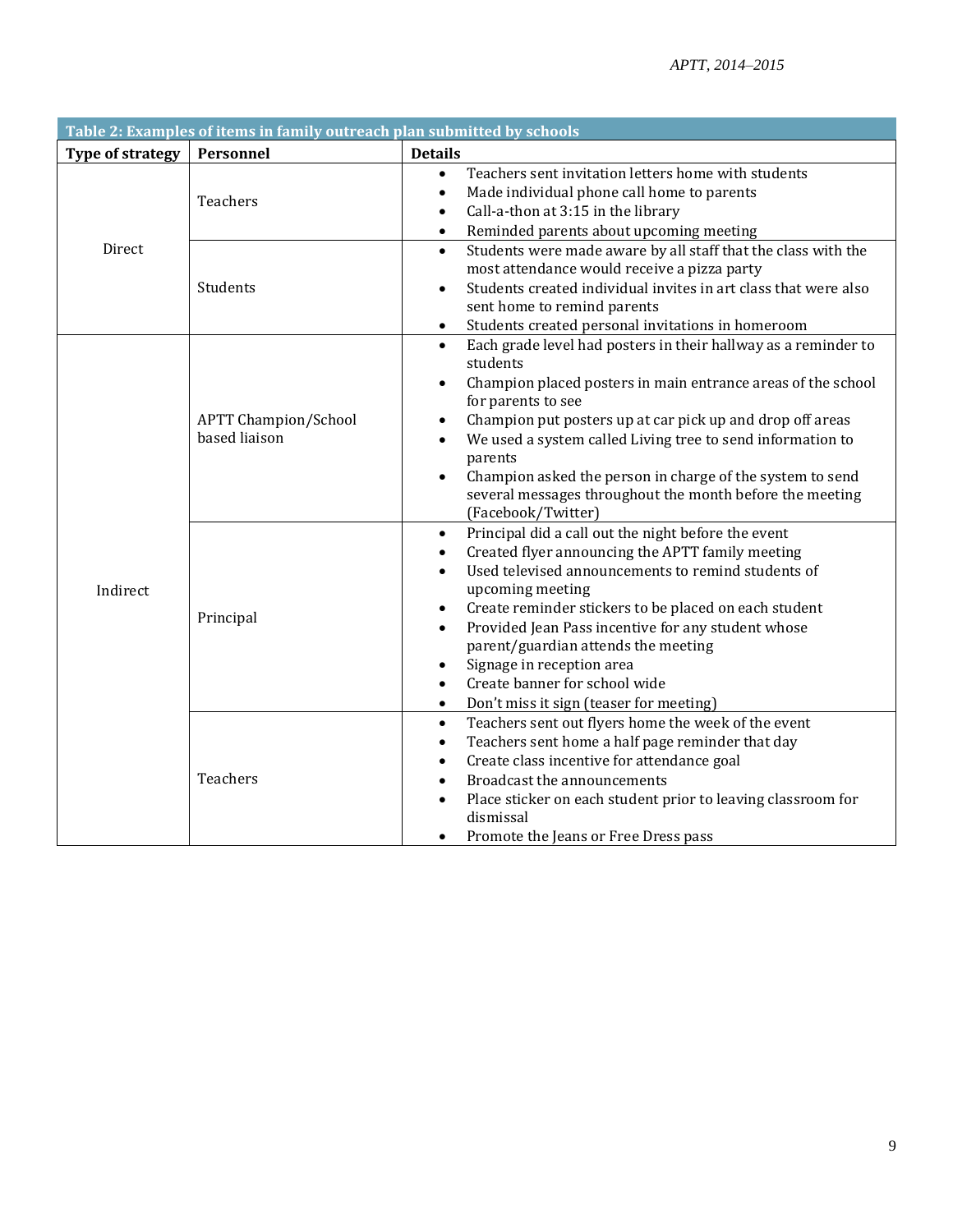**Table 2: Examples of items in family outreach plan submitted by schools**

| Type of strategy | Personnel | Details |
|---|---|---|
| Direct | Teachers | • Teachers sent invitation letters home with students<br>• Made individual phone call home to parents<br>• Call-a-thon at 3:15 in the library<br>• Reminded parents about upcoming meeting |
| | Students | • Students were made aware by all staff that the class with the most attendance would receive a pizza party<br>• Students created individual invites in art class that were also sent home to remind parents<br>• Students created personal invitations in homeroom |
| Indirect | APTT Champion/School based liaison | • Each grade level had posters in their hallway as a reminder to students<br>• Champion placed posters in main entrance areas of the school for parents to see<br>• Champion put posters up at car pick up and drop off areas<br>• We used a system called Living tree to send information to parents<br>• Champion asked the person in charge of the system to send several messages throughout the month before the meeting (Facebook/Twitter) |
| | Principal | • Principal did a call out the night before the event<br>• Created flyer announcing the APTT family meeting<br>• Used televised announcements to remind students of upcoming meeting<br>• Create reminder stickers to be placed on each student<br>• Provided Jean Pass incentive for any student whose parent/guardian attends the meeting<br>• Signage in reception area<br>• Create banner for school wide<br>• Don't miss it sign (teaser for meeting) |
| | Teachers | • Teachers sent out flyers home the week of the event<br>• Teachers sent home a half page reminder that day<br>• Create class incentive for attendance goal<br>• Broadcast the announcements<br>• Place sticker on each student prior to leaving classroom for dismissal<br>• Promote the Jeans or Free Dress pass |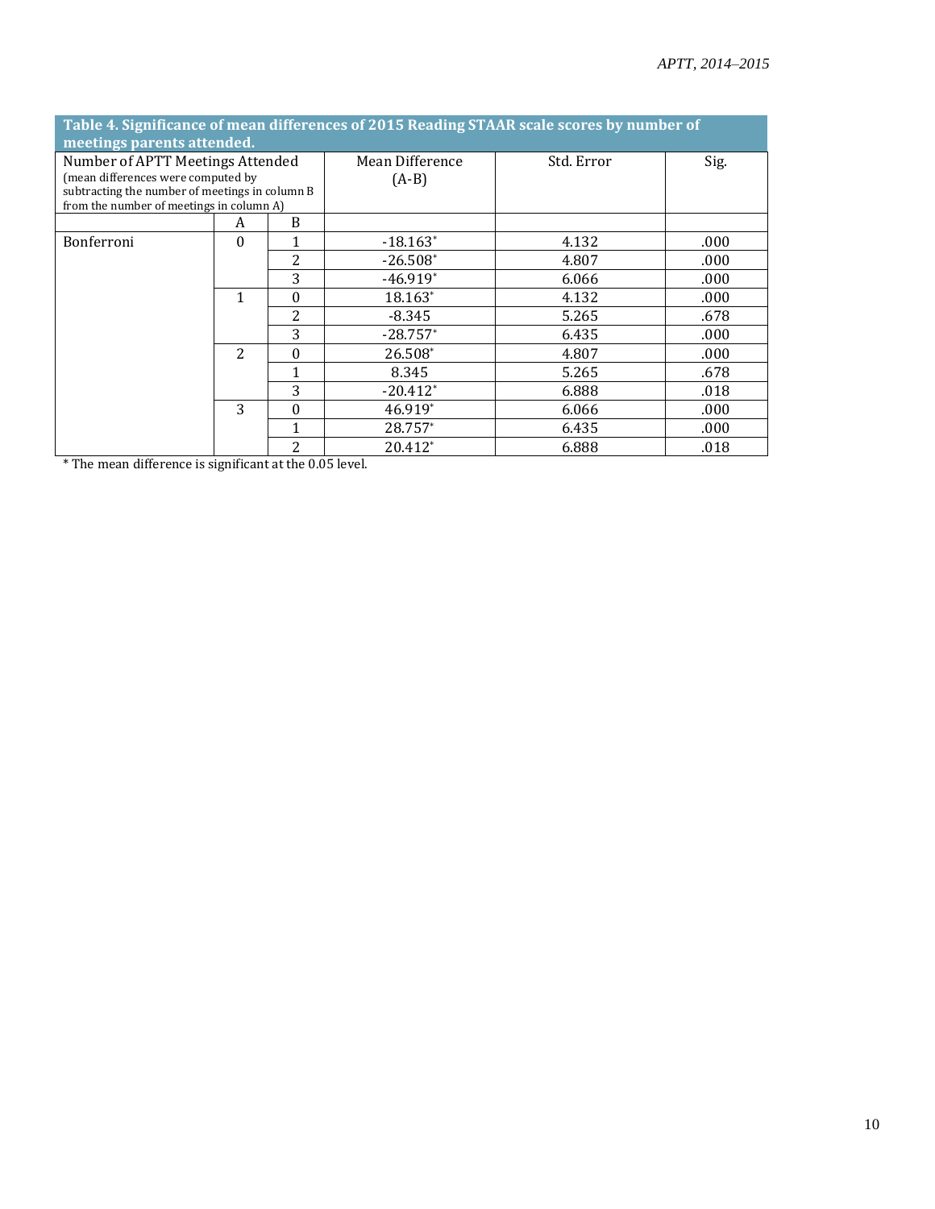**Table 4. Significance of mean differences of 2015 Reading STAAR scale scores by number of meetings parents attended.**

| Number of APTT Meetings Attended (mean differences were computed by subtracting the number of meetings in column B from the number of meetings in column A) | | | Mean Difference (A-B) | Std. Error | Sig. |
|---|---|---|---|---|---|
| | A | B | | | |
| Bonferroni | 0 | 1 | -18.163* | 4.132 | .000 |
| | | 2 | -26.508* | 4.807 | .000 |
| | | 3 | -46.919* | 6.066 | .000 |
| | 1 | 0 | 18.163* | 4.132 | .000 |
| | | 2 | -8.345 | 5.265 | .678 |
| | | 3 | -28.757* | 6.435 | .000 |
| | 2 | 0 | 26.508* | 4.807 | .000 |
| | | 1 | 8.345 | 5.265 | .678 |
| | | 3 | -20.412* | 6.888 | .018 |
| | 3 | 0 | 46.919* | 6.066 | .000 |
| | | 1 | 28.757* | 6.435 | .000 |
| | | 2 | 20.412* | 6.888 | .018 |

\* The mean difference is significant at the 0.05 level.